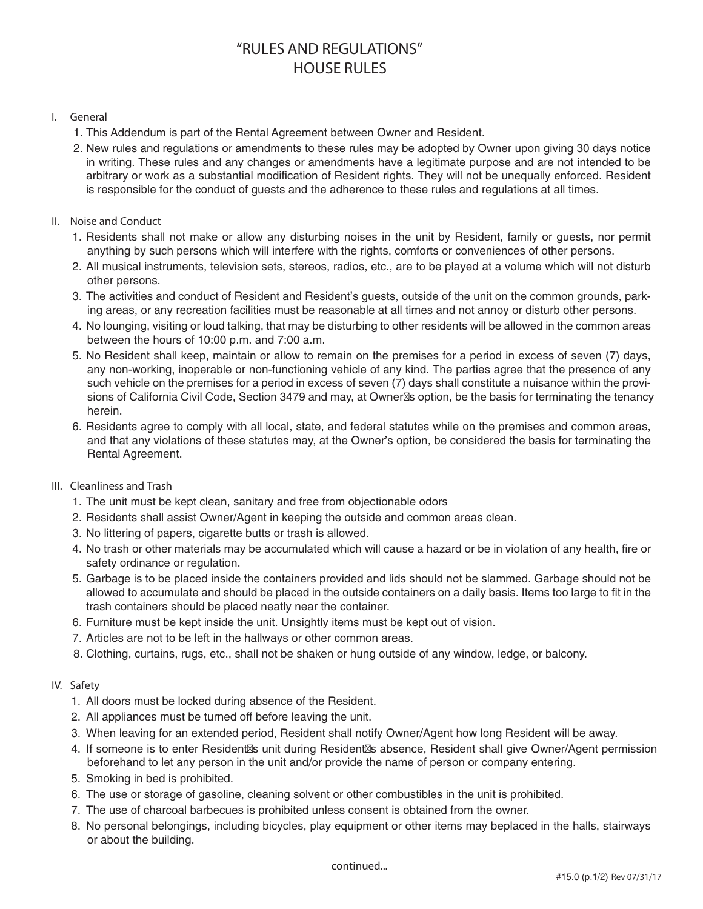# "RULES AND REGULATIONS"
# HOUSE RULES

I. General

1. This Addendum is part of the Rental Agreement between Owner and Resident.
2. New rules and regulations or amendments to these rules may be adopted by Owner upon giving 30 days notice in writing. These rules and any changes or amendments have a legitimate purpose and are not intended to be arbitrary or work as a substantial modification of Resident rights. They will not be unequally enforced. Resident is responsible for the conduct of guests and the adherence to these rules and regulations at all times.

II. Noise and Conduct

1. Residents shall not make or allow any disturbing noises in the unit by Resident, family or guests, nor permit anything by such persons which will interfere with the rights, comforts or conveniences of other persons.
2. All musical instruments, television sets, stereos, radios, etc., are to be played at a volume which will not disturb other persons.
3. The activities and conduct of Resident and Resident's guests, outside of the unit on the common grounds, parking areas, or any recreation facilities must be reasonable at all times and not annoy or disturb other persons.
4. No lounging, visiting or loud talking, that may be disturbing to other residents will be allowed in the common areas between the hours of 10:00 p.m. and 7:00 a.m.
5. No Resident shall keep, maintain or allow to remain on the premises for a period in excess of seven (7) days, any non-working, inoperable or non-functioning vehicle of any kind. The parties agree that the presence of any such vehicle on the premises for a period in excess of seven (7) days shall constitute a nuisance within the provisions of California Civil Code, Section 3479 and may, at Owner's option, be the basis for terminating the tenancy herein.
6. Residents agree to comply with all local, state, and federal statutes while on the premises and common areas, and that any violations of these statutes may, at the Owner's option, be considered the basis for terminating the Rental Agreement.

III. Cleanliness and Trash

1. The unit must be kept clean, sanitary and free from objectionable odors
2. Residents shall assist Owner/Agent in keeping the outside and common areas clean.
3. No littering of papers, cigarette butts or trash is allowed.
4. No trash or other materials may be accumulated which will cause a hazard or be in violation of any health, fire or safety ordinance or regulation.
5. Garbage is to be placed inside the containers provided and lids should not be slammed. Garbage should not be allowed to accumulate and should be placed in the outside containers on a daily basis. Items too large to fit in the trash containers should be placed neatly near the container.
6. Furniture must be kept inside the unit. Unsightly items must be kept out of vision.
7. Articles are not to be left in the hallways or other common areas.
8. Clothing, curtains, rugs, etc., shall not be shaken or hung outside of any window, ledge, or balcony.

IV. Safety

1. All doors must be locked during absence of the Resident.
2. All appliances must be turned off before leaving the unit.
3. When leaving for an extended period, Resident shall notify Owner/Agent how long Resident will be away.
4. If someone is to enter Resident's unit during Resident's absence, Resident shall give Owner/Agent permission beforehand to let any person in the unit and/or provide the name of person or company entering.
5. Smoking in bed is prohibited.
6. The use or storage of gasoline, cleaning solvent or other combustibles in the unit is prohibited.
7. The use of charcoal barbecues is prohibited unless consent is obtained from the owner.
8. No personal belongings, including bicycles, play equipment or other items may beplaced in the halls, stairways or about the building.

continued...

#15.0 (p.1/2) Rev 07/31/17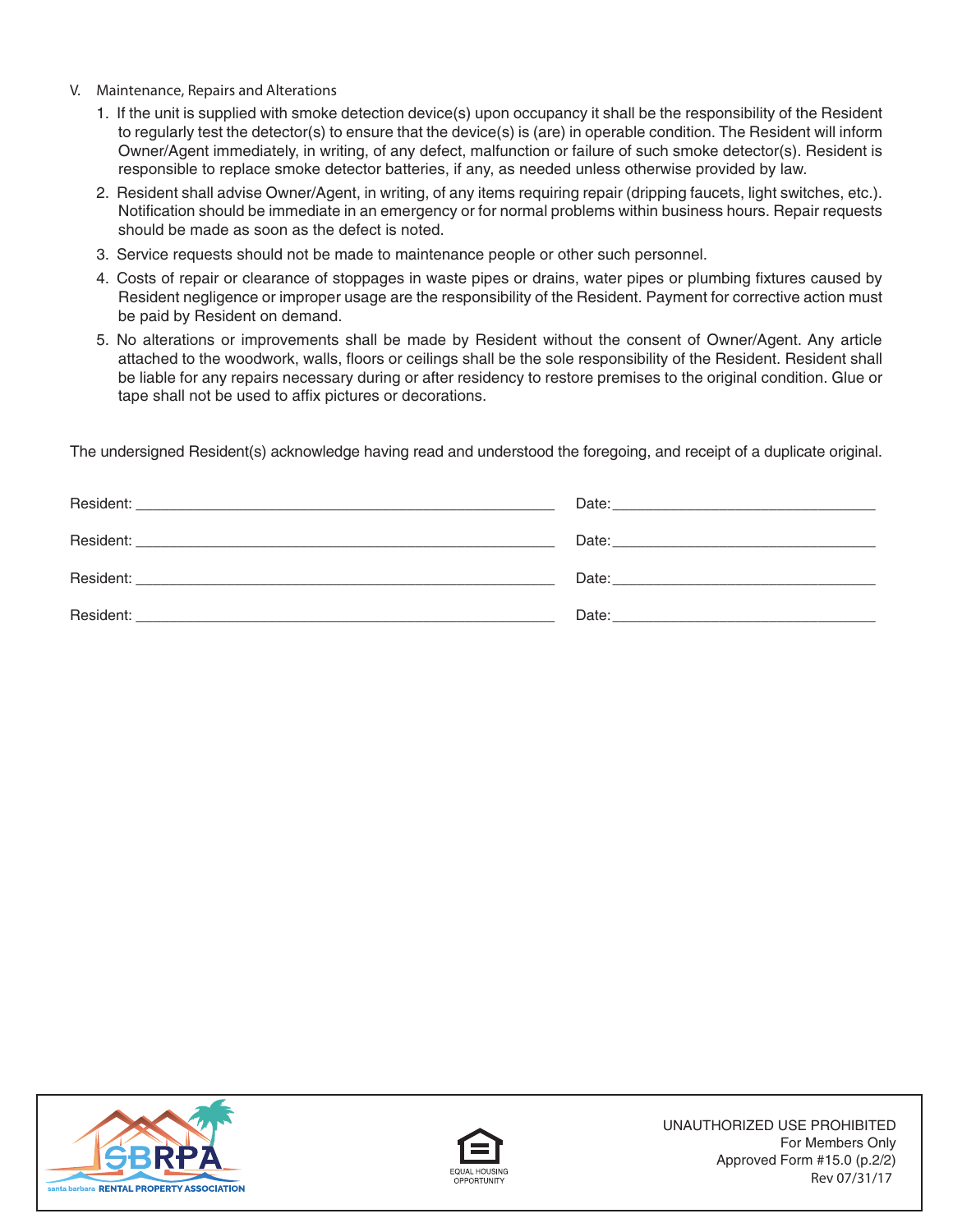V. Maintenance, Repairs and Alterations

1. If the unit is supplied with smoke detection device(s) upon occupancy it shall be the responsibility of the Resident to regularly test the detector(s) to ensure that the device(s) is (are) in operable condition. The Resident will inform Owner/Agent immediately, in writing, of any defect, malfunction or failure of such smoke detector(s). Resident is responsible to replace smoke detector batteries, if any, as needed unless otherwise provided by law.
2. Resident shall advise Owner/Agent, in writing, of any items requiring repair (dripping faucets, light switches, etc.). Notification should be immediate in an emergency or for normal problems within business hours. Repair requests should be made as soon as the defect is noted.
3. Service requests should not be made to maintenance people or other such personnel.
4. Costs of repair or clearance of stoppages in waste pipes or drains, water pipes or plumbing fixtures caused by Resident negligence or improper usage are the responsibility of the Resident. Payment for corrective action must be paid by Resident on demand.
5. No alterations or improvements shall be made by Resident without the consent of Owner/Agent. Any article attached to the woodwork, walls, floors or ceilings shall be the sole responsibility of the Resident. Resident shall be liable for any repairs necessary during or after residency to restore premises to the original condition. Glue or tape shall not be used to affix pictures or decorations.

The undersigned Resident(s) acknowledge having read and understood the foregoing, and receipt of a duplicate original.

Resident: ______________________________ Date: ______________________

Resident: ______________________________ Date: ______________________

Resident: ______________________________ Date: ______________________

Resident: ______________________________ Date: ______________________

SBRPA santa barbara RENTAL PROPERTY ASSOCIATION

EQUAL HOUSING OPPORTUNITY

UNAUTHORIZED USE PROHIBITED
For Members Only
Approved Form #15.0 (p.2/2)
Rev 07/31/17